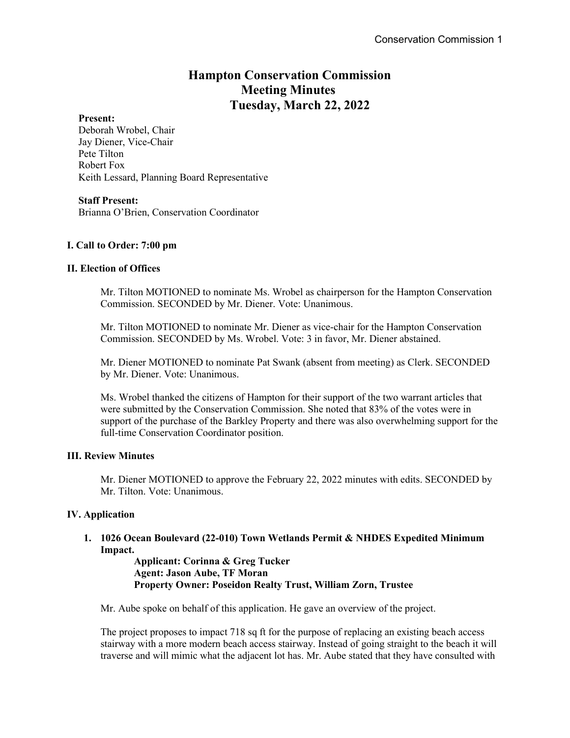# Hampton Conservation Commission Meeting Minutes Tuesday, March 22, 2022

**Present:**
Deborah Wrobel, Chair
Jay Diener, Vice-Chair
Pete Tilton
Robert Fox
Keith Lessard, Planning Board Representative

**Staff Present:**
Brianna O'Brien, Conservation Coordinator

### I. Call to Order: 7:00 pm

### II. Election of Offices

Mr. Tilton MOTIONED to nominate Ms. Wrobel as chairperson for the Hampton Conservation Commission. SECONDED by Mr. Diener. Vote: Unanimous.

Mr. Tilton MOTIONED to nominate Mr. Diener as vice-chair for the Hampton Conservation Commission. SECONDED by Ms. Wrobel. Vote: 3 in favor, Mr. Diener abstained.

Mr. Diener MOTIONED to nominate Pat Swank (absent from meeting) as Clerk. SECONDED by Mr. Diener. Vote: Unanimous.

Ms. Wrobel thanked the citizens of Hampton for their support of the two warrant articles that were submitted by the Conservation Commission. She noted that 83% of the votes were in support of the purchase of the Barkley Property and there was also overwhelming support for the full-time Conservation Coordinator position.

### III. Review Minutes

Mr. Diener MOTIONED to approve the February 22, 2022 minutes with edits. SECONDED by Mr. Tilton. Vote: Unanimous.

### IV. Application

1. **1026 Ocean Boulevard (22-010) Town Wetlands Permit & NHDES Expedited Minimum Impact.**
   **Applicant: Corinna & Greg Tucker**
   **Agent: Jason Aube, TF Moran**
   **Property Owner: Poseidon Realty Trust, William Zorn, Trustee**

Mr. Aube spoke on behalf of this application. He gave an overview of the project.

The project proposes to impact 718 sq ft for the purpose of replacing an existing beach access stairway with a more modern beach access stairway. Instead of going straight to the beach it will traverse and will mimic what the adjacent lot has. Mr. Aube stated that they have consulted with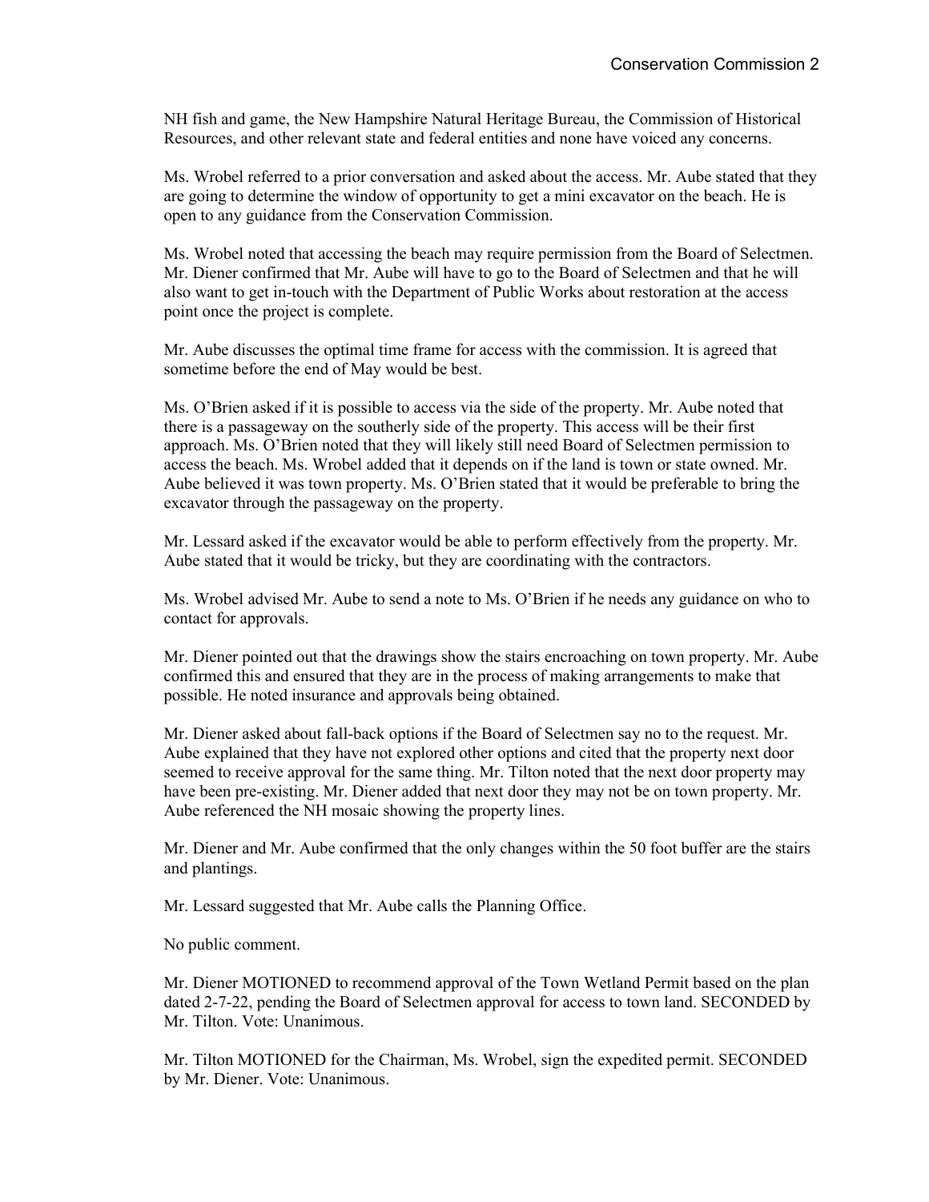NH fish and game, the New Hampshire Natural Heritage Bureau, the Commission of Historical Resources, and other relevant state and federal entities and none have voiced any concerns.

Ms. Wrobel referred to a prior conversation and asked about the access. Mr. Aube stated that they are going to determine the window of opportunity to get a mini excavator on the beach. He is open to any guidance from the Conservation Commission.

Ms. Wrobel noted that accessing the beach may require permission from the Board of Selectmen. Mr. Diener confirmed that Mr. Aube will have to go to the Board of Selectmen and that he will also want to get in-touch with the Department of Public Works about restoration at the access point once the project is complete.

Mr. Aube discusses the optimal time frame for access with the commission. It is agreed that sometime before the end of May would be best.

Ms. O'Brien asked if it is possible to access via the side of the property. Mr. Aube noted that there is a passageway on the southerly side of the property. This access will be their first approach. Ms. O'Brien noted that they will likely still need Board of Selectmen permission to access the beach. Ms. Wrobel added that it depends on if the land is town or state owned. Mr. Aube believed it was town property. Ms. O'Brien stated that it would be preferable to bring the excavator through the passageway on the property.

Mr. Lessard asked if the excavator would be able to perform effectively from the property. Mr. Aube stated that it would be tricky, but they are coordinating with the contractors.

Ms. Wrobel advised Mr. Aube to send a note to Ms. O'Brien if he needs any guidance on who to contact for approvals.

Mr. Diener pointed out that the drawings show the stairs encroaching on town property. Mr. Aube confirmed this and ensured that they are in the process of making arrangements to make that possible. He noted insurance and approvals being obtained.

Mr. Diener asked about fall-back options if the Board of Selectmen say no to the request. Mr. Aube explained that they have not explored other options and cited that the property next door seemed to receive approval for the same thing. Mr. Tilton noted that the next door property may have been pre-existing. Mr. Diener added that next door they may not be on town property. Mr. Aube referenced the NH mosaic showing the property lines.

Mr. Diener and Mr. Aube confirmed that the only changes within the 50 foot buffer are the stairs and plantings.

Mr. Lessard suggested that Mr. Aube calls the Planning Office.

No public comment.

Mr. Diener MOTIONED to recommend approval of the Town Wetland Permit based on the plan dated 2-7-22, pending the Board of Selectmen approval for access to town land. SECONDED by Mr. Tilton. Vote: Unanimous.

Mr. Tilton MOTIONED for the Chairman, Ms. Wrobel, sign the expedited permit. SECONDED by Mr. Diener. Vote: Unanimous.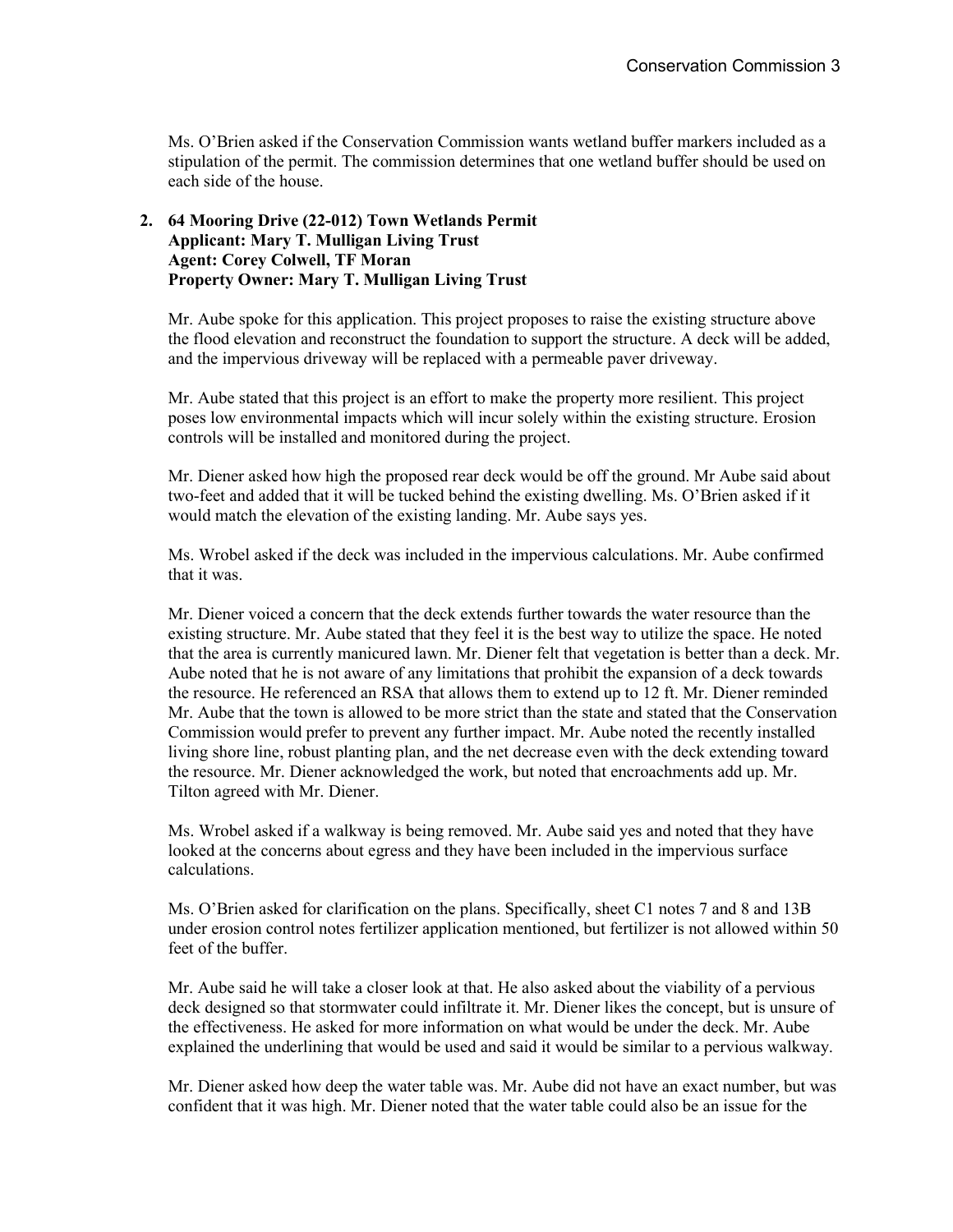Ms. O'Brien asked if the Conservation Commission wants wetland buffer markers included as a stipulation of the permit. The commission determines that one wetland buffer should be used on each side of the house.

**2. 64 Mooring Drive (22-012) Town Wetlands Permit**
**Applicant: Mary T. Mulligan Living Trust**
**Agent: Corey Colwell, TF Moran**
**Property Owner: Mary T. Mulligan Living Trust**

Mr. Aube spoke for this application. This project proposes to raise the existing structure above the flood elevation and reconstruct the foundation to support the structure. A deck will be added, and the impervious driveway will be replaced with a permeable paver driveway.

Mr. Aube stated that this project is an effort to make the property more resilient. This project poses low environmental impacts which will incur solely within the existing structure. Erosion controls will be installed and monitored during the project.

Mr. Diener asked how high the proposed rear deck would be off the ground. Mr Aube said about two-feet and added that it will be tucked behind the existing dwelling. Ms. O'Brien asked if it would match the elevation of the existing landing. Mr. Aube says yes.

Ms. Wrobel asked if the deck was included in the impervious calculations. Mr. Aube confirmed that it was.

Mr. Diener voiced a concern that the deck extends further towards the water resource than the existing structure. Mr. Aube stated that they feel it is the best way to utilize the space. He noted that the area is currently manicured lawn. Mr. Diener felt that vegetation is better than a deck. Mr. Aube noted that he is not aware of any limitations that prohibit the expansion of a deck towards the resource. He referenced an RSA that allows them to extend up to 12 ft. Mr. Diener reminded Mr. Aube that the town is allowed to be more strict than the state and stated that the Conservation Commission would prefer to prevent any further impact. Mr. Aube noted the recently installed living shore line, robust planting plan, and the net decrease even with the deck extending toward the resource. Mr. Diener acknowledged the work, but noted that encroachments add up. Mr. Tilton agreed with Mr. Diener.

Ms. Wrobel asked if a walkway is being removed. Mr. Aube said yes and noted that they have looked at the concerns about egress and they have been included in the impervious surface calculations.

Ms. O'Brien asked for clarification on the plans. Specifically, sheet C1 notes 7 and 8 and 13B under erosion control notes fertilizer application mentioned, but fertilizer is not allowed within 50 feet of the buffer.

Mr. Aube said he will take a closer look at that. He also asked about the viability of a pervious deck designed so that stormwater could infiltrate it. Mr. Diener likes the concept, but is unsure of the effectiveness. He asked for more information on what would be under the deck. Mr. Aube explained the underlining that would be used and said it would be similar to a pervious walkway.

Mr. Diener asked how deep the water table was. Mr. Aube did not have an exact number, but was confident that it was high. Mr. Diener noted that the water table could also be an issue for the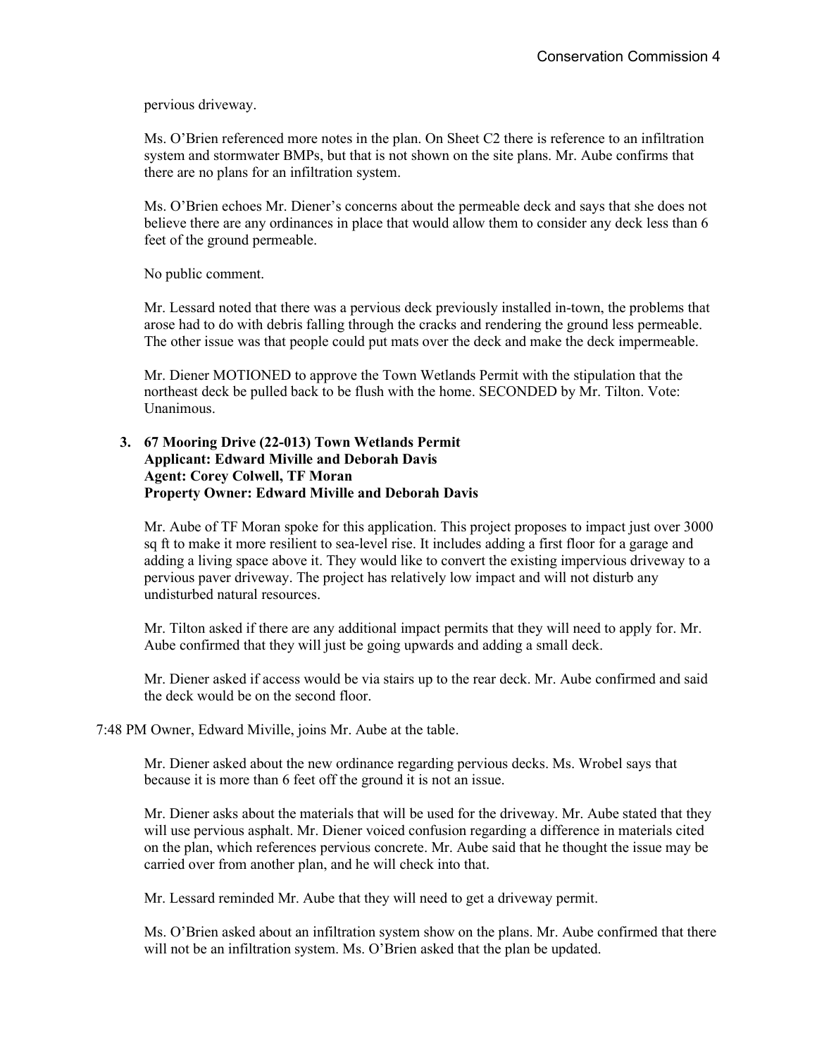pervious driveway.

Ms. O'Brien referenced more notes in the plan. On Sheet C2 there is reference to an infiltration system and stormwater BMPs, but that is not shown on the site plans. Mr. Aube confirms that there are no plans for an infiltration system.

Ms. O'Brien echoes Mr. Diener's concerns about the permeable deck and says that she does not believe there are any ordinances in place that would allow them to consider any deck less than 6 feet of the ground permeable.

No public comment.

Mr. Lessard noted that there was a pervious deck previously installed in-town, the problems that arose had to do with debris falling through the cracks and rendering the ground less permeable. The other issue was that people could put mats over the deck and make the deck impermeable.

Mr. Diener MOTIONED to approve the Town Wetlands Permit with the stipulation that the northeast deck be pulled back to be flush with the home. SECONDED by Mr. Tilton. Vote: Unanimous.

**3. 67 Mooring Drive (22-013) Town Wetlands Permit**
**Applicant: Edward Miville and Deborah Davis**
**Agent: Corey Colwell, TF Moran**
**Property Owner: Edward Miville and Deborah Davis**

Mr. Aube of TF Moran spoke for this application. This project proposes to impact just over 3000 sq ft to make it more resilient to sea-level rise. It includes adding a first floor for a garage and adding a living space above it. They would like to convert the existing impervious driveway to a pervious paver driveway. The project has relatively low impact and will not disturb any undisturbed natural resources.

Mr. Tilton asked if there are any additional impact permits that they will need to apply for. Mr. Aube confirmed that they will just be going upwards and adding a small deck.

Mr. Diener asked if access would be via stairs up to the rear deck. Mr. Aube confirmed and said the deck would be on the second floor.

7:48 PM Owner, Edward Miville, joins Mr. Aube at the table.

Mr. Diener asked about the new ordinance regarding pervious decks. Ms. Wrobel says that because it is more than 6 feet off the ground it is not an issue.

Mr. Diener asks about the materials that will be used for the driveway. Mr. Aube stated that they will use pervious asphalt. Mr. Diener voiced confusion regarding a difference in materials cited on the plan, which references pervious concrete. Mr. Aube said that he thought the issue may be carried over from another plan, and he will check into that.

Mr. Lessard reminded Mr. Aube that they will need to get a driveway permit.

Ms. O'Brien asked about an infiltration system show on the plans. Mr. Aube confirmed that there will not be an infiltration system. Ms. O'Brien asked that the plan be updated.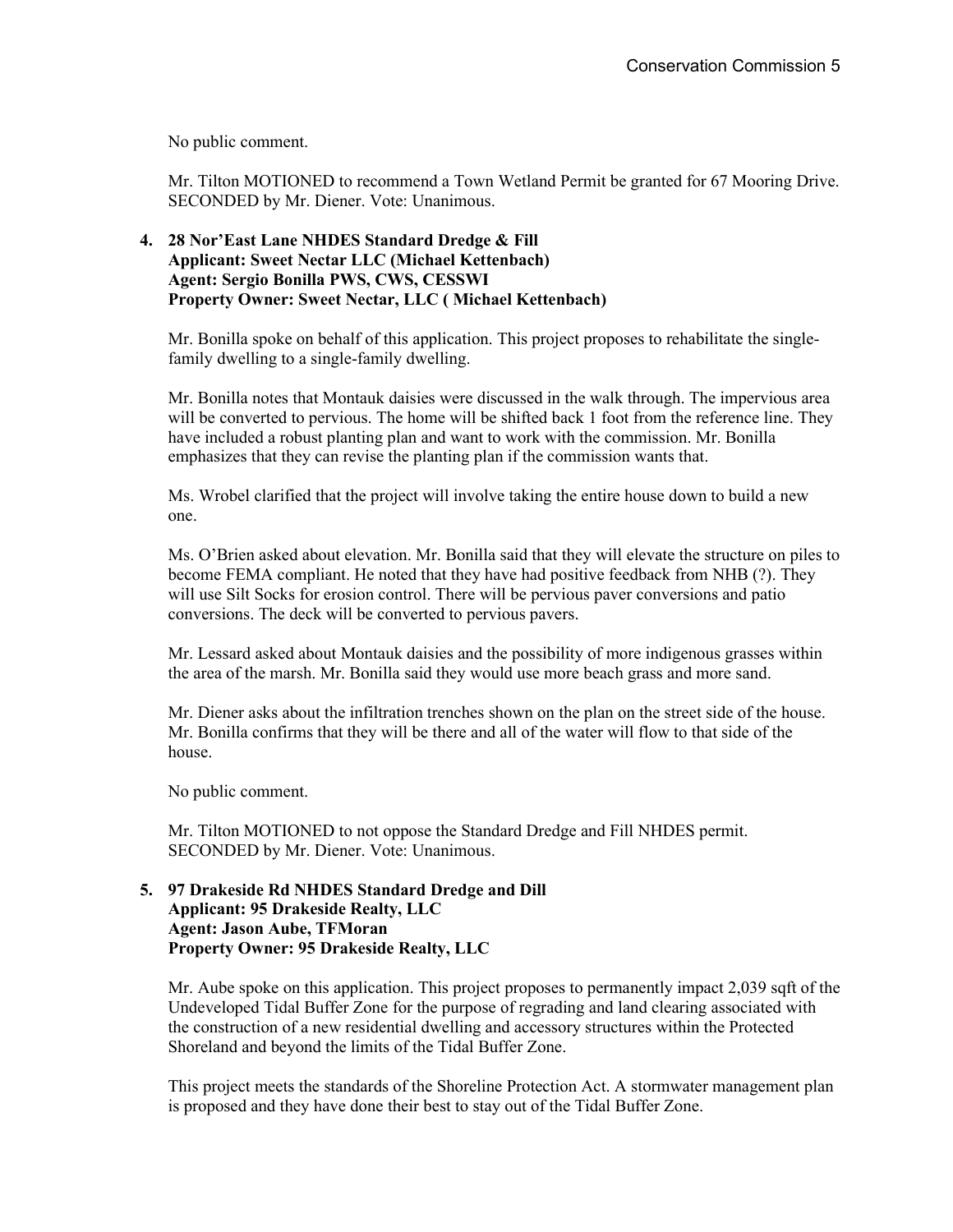No public comment.

Mr. Tilton MOTIONED to recommend a Town Wetland Permit be granted for 67 Mooring Drive. SECONDED by Mr. Diener. Vote: Unanimous.

**4. 28 Nor'East Lane NHDES Standard Dredge & Fill**
**Applicant: Sweet Nectar LLC (Michael Kettenbach)**
**Agent: Sergio Bonilla PWS, CWS, CESSWI**
**Property Owner: Sweet Nectar, LLC ( Michael Kettenbach)**

Mr. Bonilla spoke on behalf of this application. This project proposes to rehabilitate the single-family dwelling to a single-family dwelling.

Mr. Bonilla notes that Montauk daisies were discussed in the walk through. The impervious area will be converted to pervious. The home will be shifted back 1 foot from the reference line. They have included a robust planting plan and want to work with the commission. Mr. Bonilla emphasizes that they can revise the planting plan if the commission wants that.

Ms. Wrobel clarified that the project will involve taking the entire house down to build a new one.

Ms. O'Brien asked about elevation. Mr. Bonilla said that they will elevate the structure on piles to become FEMA compliant. He noted that they have had positive feedback from NHB (?). They will use Silt Socks for erosion control. There will be pervious paver conversions and patio conversions. The deck will be converted to pervious pavers.

Mr. Lessard asked about Montauk daisies and the possibility of more indigenous grasses within the area of the marsh. Mr. Bonilla said they would use more beach grass and more sand.

Mr. Diener asks about the infiltration trenches shown on the plan on the street side of the house. Mr. Bonilla confirms that they will be there and all of the water will flow to that side of the house.

No public comment.

Mr. Tilton MOTIONED to not oppose the Standard Dredge and Fill NHDES permit. SECONDED by Mr. Diener. Vote: Unanimous.

**5. 97 Drakeside Rd NHDES Standard Dredge and Dill**
**Applicant: 95 Drakeside Realty, LLC**
**Agent: Jason Aube, TFMoran**
**Property Owner: 95 Drakeside Realty, LLC**

Mr. Aube spoke on this application. This project proposes to permanently impact 2,039 sqft of the Undeveloped Tidal Buffer Zone for the purpose of regrading and land clearing associated with the construction of a new residential dwelling and accessory structures within the Protected Shoreland and beyond the limits of the Tidal Buffer Zone.

This project meets the standards of the Shoreline Protection Act. A stormwater management plan is proposed and they have done their best to stay out of the Tidal Buffer Zone.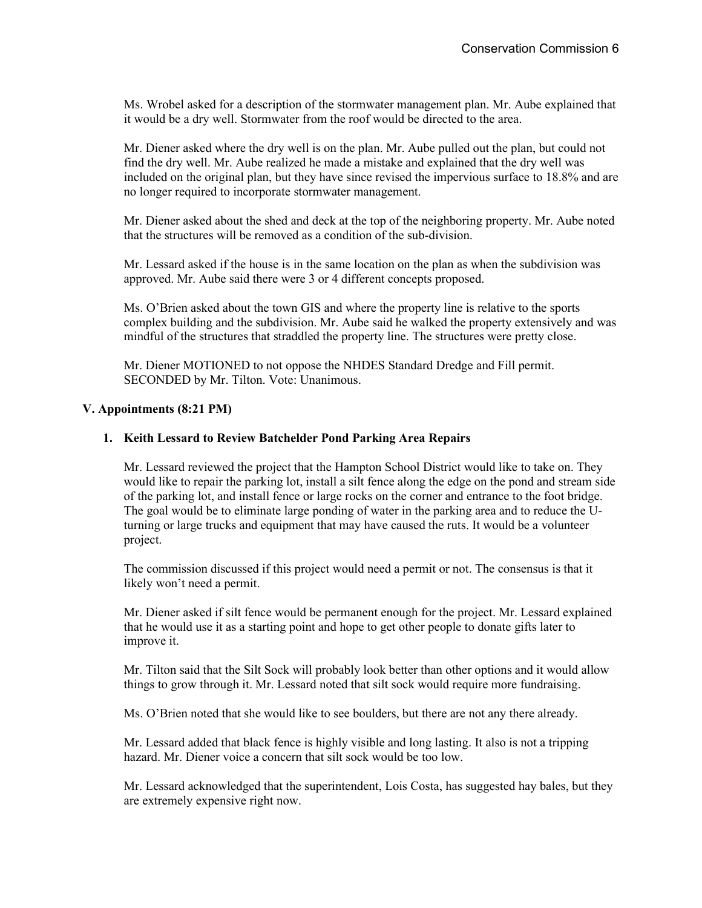Ms. Wrobel asked for a description of the stormwater management plan. Mr. Aube explained that it would be a dry well. Stormwater from the roof would be directed to the area.

Mr. Diener asked where the dry well is on the plan. Mr. Aube pulled out the plan, but could not find the dry well. Mr. Aube realized he made a mistake and explained that the dry well was included on the original plan, but they have since revised the impervious surface to 18.8% and are no longer required to incorporate stormwater management.

Mr. Diener asked about the shed and deck at the top of the neighboring property. Mr. Aube noted that the structures will be removed as a condition of the sub-division.

Mr. Lessard asked if the house is in the same location on the plan as when the subdivision was approved. Mr. Aube said there were 3 or 4 different concepts proposed.

Ms. O'Brien asked about the town GIS and where the property line is relative to the sports complex building and the subdivision. Mr. Aube said he walked the property extensively and was mindful of the structures that straddled the property line. The structures were pretty close.

Mr. Diener MOTIONED to not oppose the NHDES Standard Dredge and Fill permit. SECONDED by Mr. Tilton. Vote: Unanimous.

### V. Appointments (8:21 PM)

**1. Keith Lessard to Review Batchelder Pond Parking Area Repairs**

Mr. Lessard reviewed the project that the Hampton School District would like to take on. They would like to repair the parking lot, install a silt fence along the edge on the pond and stream side of the parking lot, and install fence or large rocks on the corner and entrance to the foot bridge. The goal would be to eliminate large ponding of water in the parking area and to reduce the U-turning or large trucks and equipment that may have caused the ruts. It would be a volunteer project.

The commission discussed if this project would need a permit or not. The consensus is that it likely won't need a permit.

Mr. Diener asked if silt fence would be permanent enough for the project. Mr. Lessard explained that he would use it as a starting point and hope to get other people to donate gifts later to improve it.

Mr. Tilton said that the Silt Sock will probably look better than other options and it would allow things to grow through it. Mr. Lessard noted that silt sock would require more fundraising.

Ms. O'Brien noted that she would like to see boulders, but there are not any there already.

Mr. Lessard added that black fence is highly visible and long lasting. It also is not a tripping hazard. Mr. Diener voice a concern that silt sock would be too low.

Mr. Lessard acknowledged that the superintendent, Lois Costa, has suggested hay bales, but they are extremely expensive right now.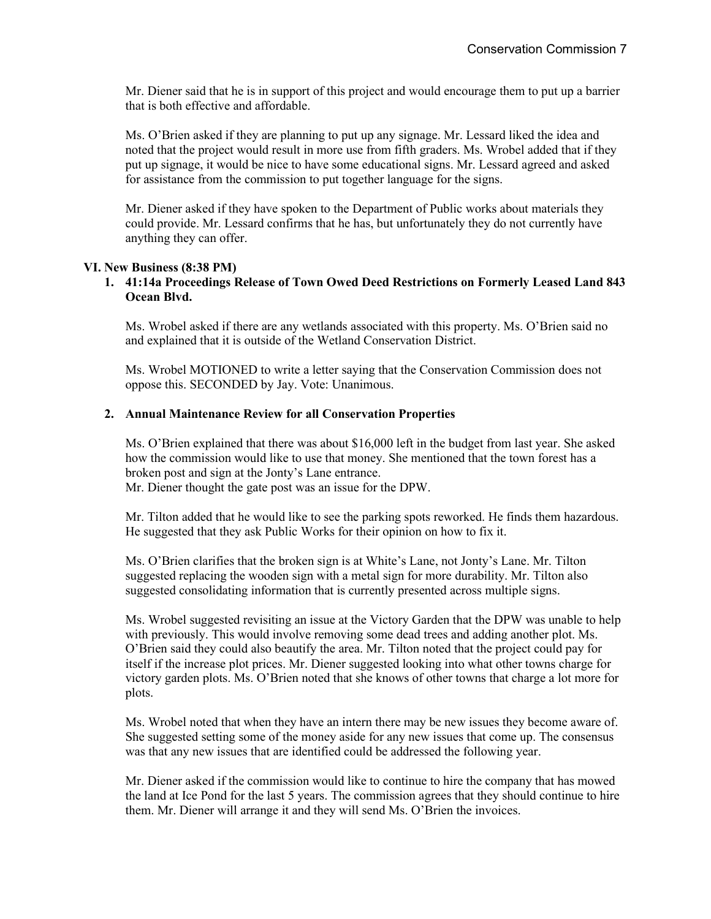Mr. Diener said that he is in support of this project and would encourage them to put up a barrier that is both effective and affordable.

Ms. O'Brien asked if they are planning to put up any signage. Mr. Lessard liked the idea and noted that the project would result in more use from fifth graders. Ms. Wrobel added that if they put up signage, it would be nice to have some educational signs. Mr. Lessard agreed and asked for assistance from the commission to put together language for the signs.

Mr. Diener asked if they have spoken to the Department of Public works about materials they could provide. Mr. Lessard confirms that he has, but unfortunately they do not currently have anything they can offer.

## VI. New Business (8:38 PM)

### 1. 41:14a Proceedings Release of Town Owed Deed Restrictions on Formerly Leased Land 843 Ocean Blvd.

Ms. Wrobel asked if there are any wetlands associated with this property. Ms. O'Brien said no and explained that it is outside of the Wetland Conservation District.

Ms. Wrobel MOTIONED to write a letter saying that the Conservation Commission does not oppose this. SECONDED by Jay. Vote: Unanimous.

### 2. Annual Maintenance Review for all Conservation Properties

Ms. O'Brien explained that there was about $16,000 left in the budget from last year. She asked how the commission would like to use that money. She mentioned that the town forest has a broken post and sign at the Jonty's Lane entrance.
Mr. Diener thought the gate post was an issue for the DPW.

Mr. Tilton added that he would like to see the parking spots reworked. He finds them hazardous. He suggested that they ask Public Works for their opinion on how to fix it.

Ms. O'Brien clarifies that the broken sign is at White's Lane, not Jonty's Lane. Mr. Tilton suggested replacing the wooden sign with a metal sign for more durability. Mr. Tilton also suggested consolidating information that is currently presented across multiple signs.

Ms. Wrobel suggested revisiting an issue at the Victory Garden that the DPW was unable to help with previously. This would involve removing some dead trees and adding another plot. Ms. O'Brien said they could also beautify the area. Mr. Tilton noted that the project could pay for itself if the increase plot prices. Mr. Diener suggested looking into what other towns charge for victory garden plots. Ms. O'Brien noted that she knows of other towns that charge a lot more for plots.

Ms. Wrobel noted that when they have an intern there may be new issues they become aware of. She suggested setting some of the money aside for any new issues that come up. The consensus was that any new issues that are identified could be addressed the following year.

Mr. Diener asked if the commission would like to continue to hire the company that has mowed the land at Ice Pond for the last 5 years. The commission agrees that they should continue to hire them. Mr. Diener will arrange it and they will send Ms. O'Brien the invoices.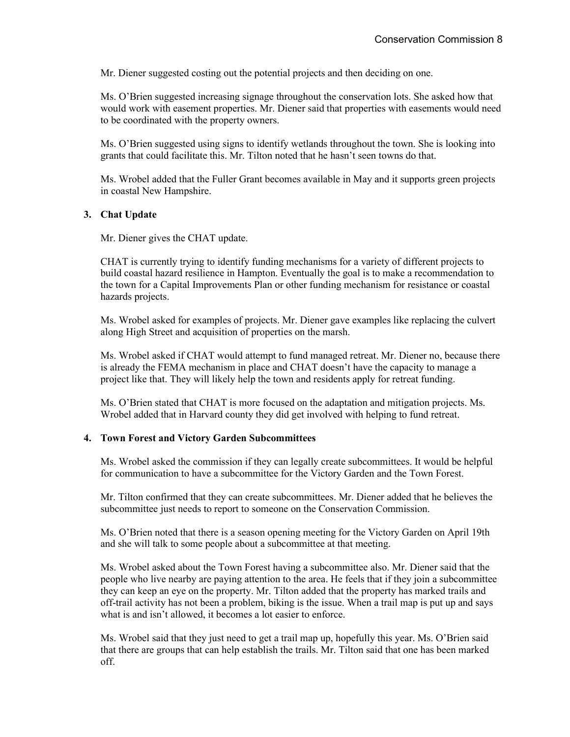Mr. Diener suggested costing out the potential projects and then deciding on one.

Ms. O'Brien suggested increasing signage throughout the conservation lots. She asked how that would work with easement properties. Mr. Diener said that properties with easements would need to be coordinated with the property owners.

Ms. O'Brien suggested using signs to identify wetlands throughout the town. She is looking into grants that could facilitate this. Mr. Tilton noted that he hasn't seen towns do that.

Ms. Wrobel added that the Fuller Grant becomes available in May and it supports green projects in coastal New Hampshire.

**3. Chat Update**

Mr. Diener gives the CHAT update.

CHAT is currently trying to identify funding mechanisms for a variety of different projects to build coastal hazard resilience in Hampton. Eventually the goal is to make a recommendation to the town for a Capital Improvements Plan or other funding mechanism for resistance or coastal hazards projects.

Ms. Wrobel asked for examples of projects. Mr. Diener gave examples like replacing the culvert along High Street and acquisition of properties on the marsh.

Ms. Wrobel asked if CHAT would attempt to fund managed retreat. Mr. Diener no, because there is already the FEMA mechanism in place and CHAT doesn't have the capacity to manage a project like that. They will likely help the town and residents apply for retreat funding.

Ms. O'Brien stated that CHAT is more focused on the adaptation and mitigation projects. Ms. Wrobel added that in Harvard county they did get involved with helping to fund retreat.

**4. Town Forest and Victory Garden Subcommittees**

Ms. Wrobel asked the commission if they can legally create subcommittees. It would be helpful for communication to have a subcommittee for the Victory Garden and the Town Forest.

Mr. Tilton confirmed that they can create subcommittees. Mr. Diener added that he believes the subcommittee just needs to report to someone on the Conservation Commission.

Ms. O'Brien noted that there is a season opening meeting for the Victory Garden on April 19th and she will talk to some people about a subcommittee at that meeting.

Ms. Wrobel asked about the Town Forest having a subcommittee also. Mr. Diener said that the people who live nearby are paying attention to the area. He feels that if they join a subcommittee they can keep an eye on the property. Mr. Tilton added that the property has marked trails and off-trail activity has not been a problem, biking is the issue. When a trail map is put up and says what is and isn't allowed, it becomes a lot easier to enforce.

Ms. Wrobel said that they just need to get a trail map up, hopefully this year. Ms. O'Brien said that there are groups that can help establish the trails. Mr. Tilton said that one has been marked off.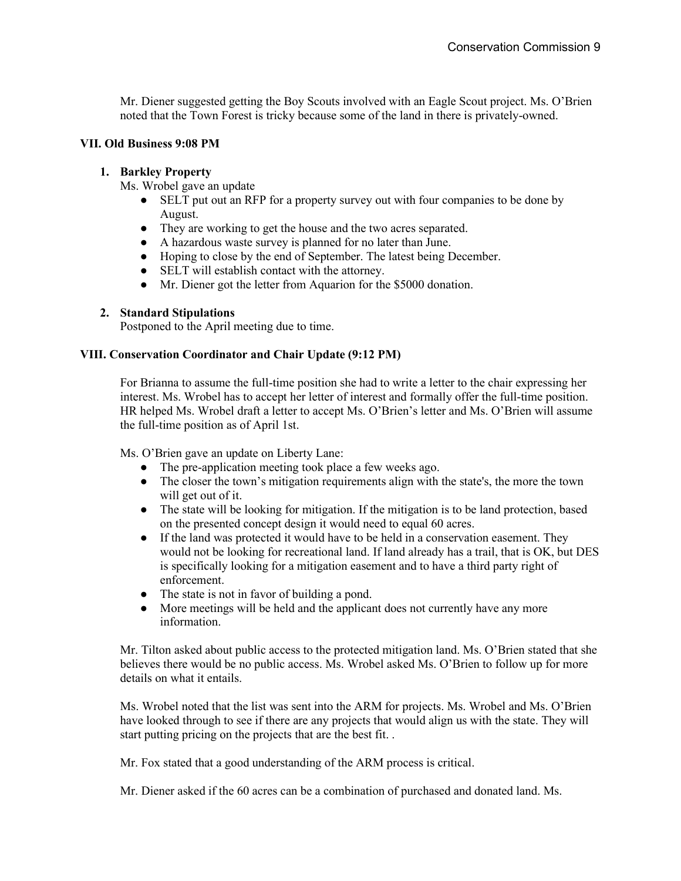Mr. Diener suggested getting the Boy Scouts involved with an Eagle Scout project. Ms. O'Brien noted that the Town Forest is tricky because some of the land in there is privately-owned.

## VII. Old Business 9:08 PM

### 1. Barkley Property

Ms. Wrobel gave an update

- SELT put out an RFP for a property survey out with four companies to be done by August.
- They are working to get the house and the two acres separated.
- A hazardous waste survey is planned for no later than June.
- Hoping to close by the end of September. The latest being December.
- SELT will establish contact with the attorney.
- Mr. Diener got the letter from Aquarion for the $5000 donation.

### 2. Standard Stipulations

Postponed to the April meeting due to time.

## VIII. Conservation Coordinator and Chair Update (9:12 PM)

For Brianna to assume the full-time position she had to write a letter to the chair expressing her interest. Ms. Wrobel has to accept her letter of interest and formally offer the full-time position. HR helped Ms. Wrobel draft a letter to accept Ms. O'Brien's letter and Ms. O'Brien will assume the full-time position as of April 1st.

Ms. O'Brien gave an update on Liberty Lane:

- The pre-application meeting took place a few weeks ago.
- The closer the town's mitigation requirements align with the state's, the more the town will get out of it.
- The state will be looking for mitigation. If the mitigation is to be land protection, based on the presented concept design it would need to equal 60 acres.
- If the land was protected it would have to be held in a conservation easement. They would not be looking for recreational land. If land already has a trail, that is OK, but DES is specifically looking for a mitigation easement and to have a third party right of enforcement.
- The state is not in favor of building a pond.
- More meetings will be held and the applicant does not currently have any more information.

Mr. Tilton asked about public access to the protected mitigation land. Ms. O'Brien stated that she believes there would be no public access. Ms. Wrobel asked Ms. O'Brien to follow up for more details on what it entails.

Ms. Wrobel noted that the list was sent into the ARM for projects. Ms. Wrobel and Ms. O'Brien have looked through to see if there are any projects that would align us with the state. They will start putting pricing on the projects that are the best fit. .

Mr. Fox stated that a good understanding of the ARM process is critical.

Mr. Diener asked if the 60 acres can be a combination of purchased and donated land. Ms.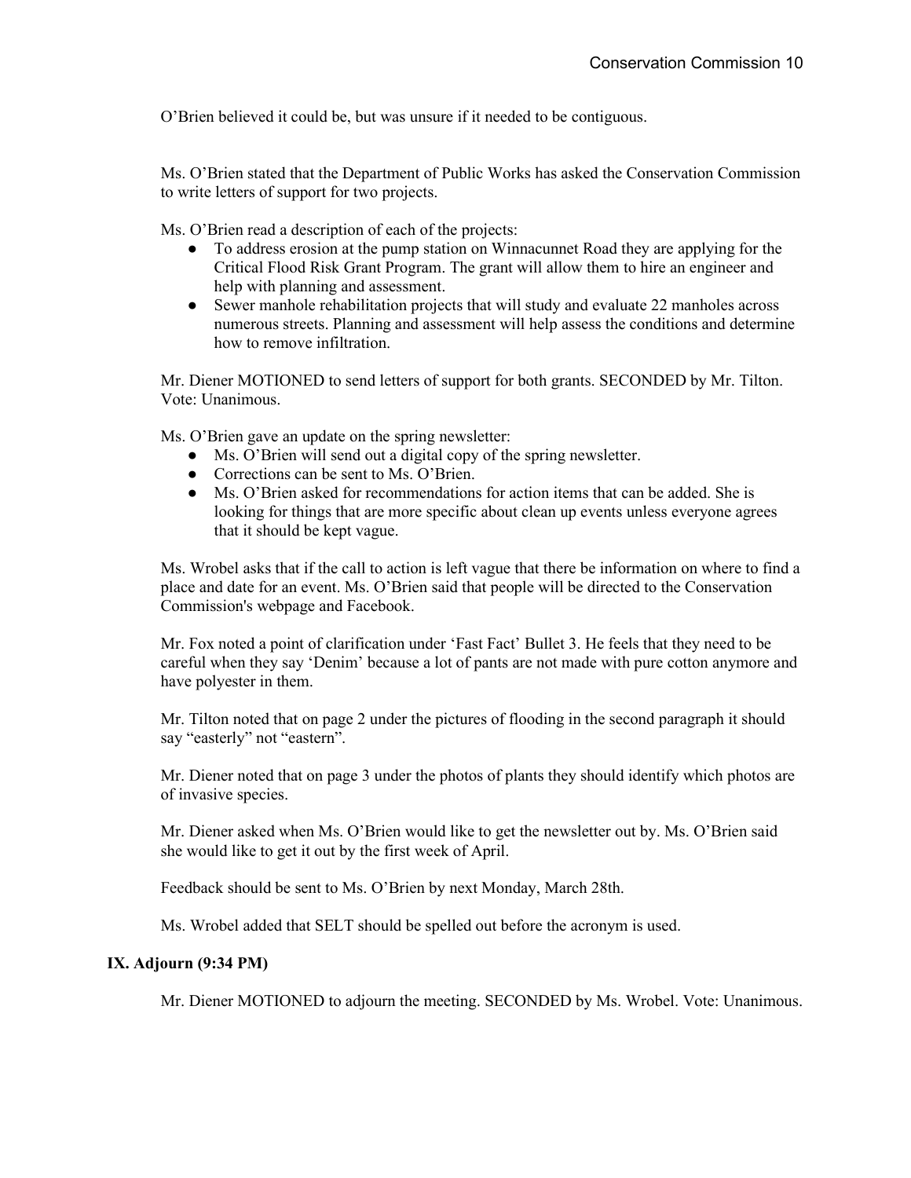O'Brien believed it could be, but was unsure if it needed to be contiguous.

Ms. O'Brien stated that the Department of Public Works has asked the Conservation Commission to write letters of support for two projects.

Ms. O'Brien read a description of each of the projects:

- To address erosion at the pump station on Winnacunnet Road they are applying for the Critical Flood Risk Grant Program. The grant will allow them to hire an engineer and help with planning and assessment.
- Sewer manhole rehabilitation projects that will study and evaluate 22 manholes across numerous streets. Planning and assessment will help assess the conditions and determine how to remove infiltration.

Mr. Diener MOTIONED to send letters of support for both grants. SECONDED by Mr. Tilton. Vote: Unanimous.

Ms. O'Brien gave an update on the spring newsletter:

- Ms. O'Brien will send out a digital copy of the spring newsletter.
- Corrections can be sent to Ms. O'Brien.
- Ms. O'Brien asked for recommendations for action items that can be added. She is looking for things that are more specific about clean up events unless everyone agrees that it should be kept vague.

Ms. Wrobel asks that if the call to action is left vague that there be information on where to find a place and date for an event. Ms. O'Brien said that people will be directed to the Conservation Commission's webpage and Facebook.

Mr. Fox noted a point of clarification under 'Fast Fact' Bullet 3. He feels that they need to be careful when they say 'Denim' because a lot of pants are not made with pure cotton anymore and have polyester in them.

Mr. Tilton noted that on page 2 under the pictures of flooding in the second paragraph it should say "easterly" not "eastern".

Mr. Diener noted that on page 3 under the photos of plants they should identify which photos are of invasive species.

Mr. Diener asked when Ms. O'Brien would like to get the newsletter out by. Ms. O'Brien said she would like to get it out by the first week of April.

Feedback should be sent to Ms. O'Brien by next Monday, March 28th.

Ms. Wrobel added that SELT should be spelled out before the acronym is used.

## IX. Adjourn (9:34 PM)

Mr. Diener MOTIONED to adjourn the meeting. SECONDED by Ms. Wrobel. Vote: Unanimous.